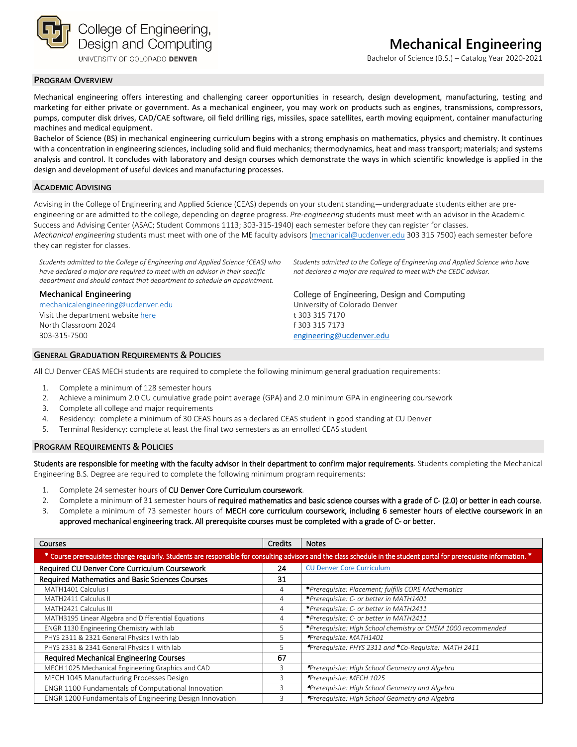College of Engineering, Design and Computing
UNIVERSITY OF COLORADO DENVER

# Mechanical Engineering

Bachelor of Science (B.S.) – Catalog Year 2020-2021

## PROGRAM OVERVIEW

Mechanical engineering offers interesting and challenging career opportunities in research, design development, manufacturing, testing and marketing for either private or government. As a mechanical engineer, you may work on products such as engines, transmissions, compressors, pumps, computer disk drives, CAD/CAE software, oil field drilling rigs, missiles, space satellites, earth moving equipment, container manufacturing machines and medical equipment.

Bachelor of Science (BS) in mechanical engineering curriculum begins with a strong emphasis on mathematics, physics and chemistry. It continues with a concentration in engineering sciences, including solid and fluid mechanics; thermodynamics, heat and mass transport; materials; and systems analysis and control. It concludes with laboratory and design courses which demonstrate the ways in which scientific knowledge is applied in the design and development of useful devices and manufacturing processes.

## ACADEMIC ADVISING

Advising in the College of Engineering and Applied Science (CEAS) depends on your student standing—undergraduate students either are pre-engineering or are admitted to the college, depending on degree progress. *Pre-engineering* students must meet with an advisor in the Academic Success and Advising Center (ASAC; Student Commons 1113; 303-315-1940) each semester before they can register for classes.
*Mechanical engineering* students must meet with one of the ME faculty advisors (mechanical@ucdenver.edu 303 315 7500) each semester before they can register for classes.

*Students admitted to the College of Engineering and Applied Science (CEAS) who have declared a major are required to meet with an advisor in their specific department and should contact that department to schedule an appointment.*

**Mechanical Engineering**
mechanicalengineering@ucdenver.edu
Visit the department website here
North Classroom 2024
303-315-7500

*Students admitted to the College of Engineering and Applied Science who have not declared a major are required to meet with the CEDC advisor.*

**College of Engineering, Design and Computing**
University of Colorado Denver
t 303 315 7170
f 303 315 7173
engineering@ucdenver.edu

## GENERAL GRADUATION REQUIREMENTS & POLICIES

All CU Denver CEAS MECH students are required to complete the following minimum general graduation requirements:

1. Complete a minimum of 128 semester hours
2. Achieve a minimum 2.0 CU cumulative grade point average (GPA) and 2.0 minimum GPA in engineering coursework
3. Complete all college and major requirements
4. Residency: complete a minimum of 30 CEAS hours as a declared CEAS student in good standing at CU Denver
5. Terminal Residency: complete at least the final two semesters as an enrolled CEAS student

## PROGRAM REQUIREMENTS & POLICIES

**Students are responsible for meeting with the faculty advisor in their department to confirm major requirements**. Students completing the Mechanical Engineering B.S. Degree are required to complete the following minimum program requirements:

1. Complete 24 semester hours of **CU Denver Core Curriculum coursework**.
2. Complete a minimum of 31 semester hours of **required mathematics and basic science courses with a grade of C- (2.0) or better in each course.**
3. Complete a minimum of 73 semester hours of **MECH core curriculum coursework, including 6 semester hours of elective coursework in an approved mechanical engineering track. All prerequisite courses must be completed with a grade of C- or better.**

| Courses | Credits | Notes |
|---|---|---|
| * Course prerequisites change regularly. Students are responsible for consulting advisors and the class schedule in the student portal for prerequisite information. * | | |
| **Required CU Denver Core Curriculum Coursework** | **24** | CU Denver Core Curriculum |
| **Required Mathematics and Basic Sciences Courses** | **31** | |
| MATH1401 Calculus I | 4 | **\****Prerequisite: Placement; fulfills CORE Mathematics* |
| MATH2411 Calculus II | 4 | **\****Prerequisite: C- or better in MATH1401* |
| MATH2421 Calculus III | 4 | **\****Prerequisite: C- or better in MATH2411* |
| MATH3195 Linear Algebra and Differential Equations | 4 | **\****Prerequisite: C- or better in MATH2411* |
| ENGR 1130 Engineering Chemistry with lab | 5 | **\****Prerequisite: High School chemistry or CHEM 1000 recommended* |
| PHYS 2311 & 2321 General Physics I with lab | 5 | **\****Prerequisite: MATH1401* |
| PHYS 2331 & 2341 General Physics II with lab | 5 | **\****Prerequisite: PHYS 2311 and* **\****Co-Requisite: MATH 2411* |
| **Required Mechanical Engineering Courses** | **67** | |
| MECH 1025 Mechanical Engineering Graphics and CAD | 3 | **\****Prerequisite: High School Geometry and Algebra* |
| MECH 1045 Manufacturing Processes Design | 3 | **\****Prerequisite: MECH 1025* |
| ENGR 1100 Fundamentals of Computational Innovation | 3 | **\****Prerequisite: High School Geometry and Algebra* |
| ENGR 1200 Fundamentals of Engineering Design Innovation | 3 | **\****Prerequisite: High School Geometry and Algebra* |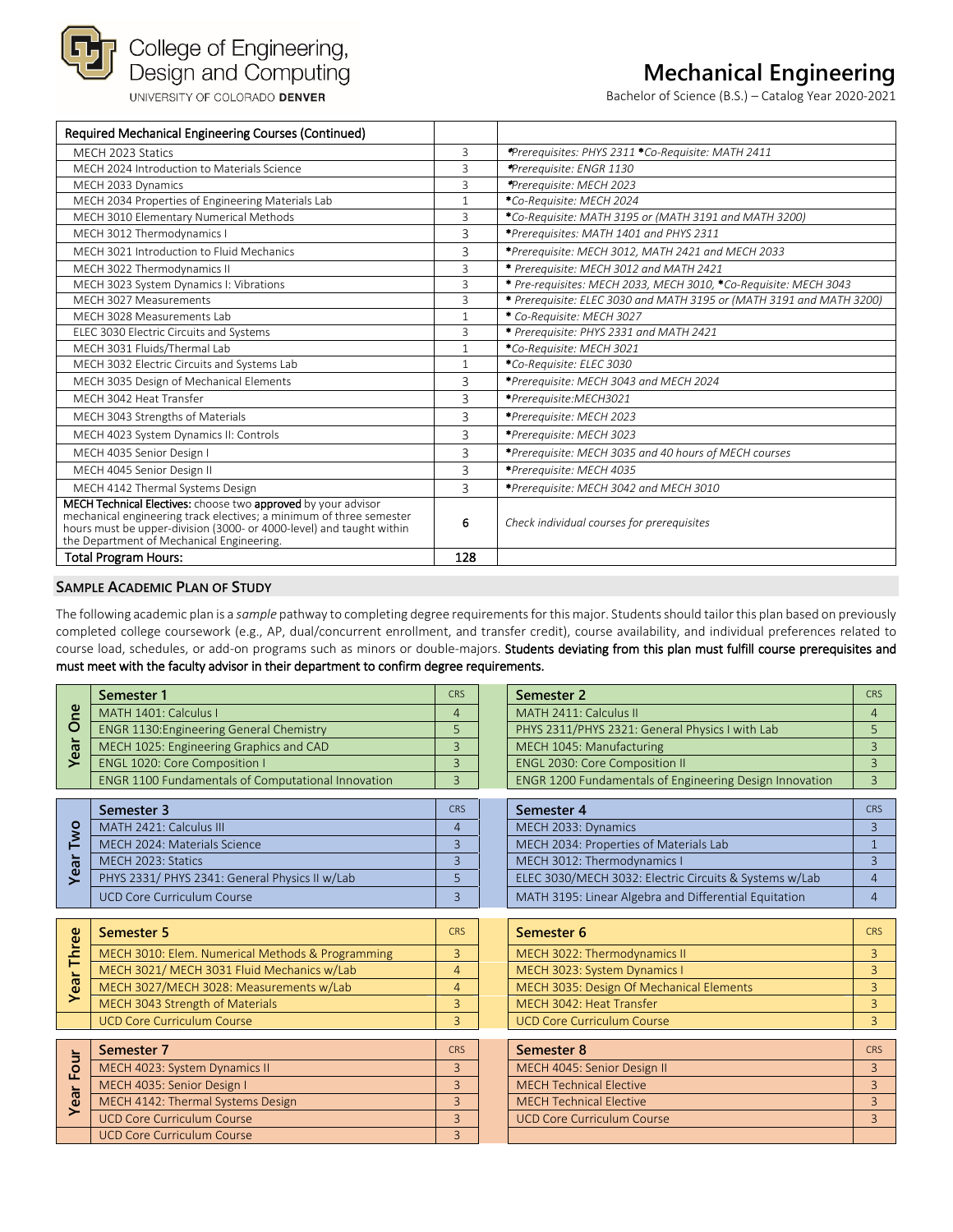| Required Mechanical Engineering Courses (Continued) | | |
|---|---|---|
| MECH 2023 Statics | 3 | *Prerequisites: PHYS 2311 *Co-Requisite: MATH 2411 |
| MECH 2024 Introduction to Materials Science | 3 | *Prerequisite: ENGR 1130 |
| MECH 2033 Dynamics | 3 | *Prerequisite: MECH 2023 |
| MECH 2034 Properties of Engineering Materials Lab | 1 | *Co-Requisite: MECH 2024 |
| MECH 3010 Elementary Numerical Methods | 3 | *Co-Requisite: MATH 3195 or (MATH 3191 and MATH 3200) |
| MECH 3012 Thermodynamics I | 3 | *Prerequisites: MATH 1401 and PHYS 2311 |
| MECH 3021 Introduction to Fluid Mechanics | 3 | *Prerequisite: MECH 3012, MATH 2421 and MECH 2033 |
| MECH 3022 Thermodynamics II | 3 | * Prerequisite: MECH 3012 and MATH 2421 |
| MECH 3023 System Dynamics I: Vibrations | 3 | * Pre-requisites: MECH 2033, MECH 3010, *Co-Requisite: MECH 3043 |
| MECH 3027 Measurements | 3 | * Prerequisite: ELEC 3030 and MATH 3195 or (MATH 3191 and MATH 3200) |
| MECH 3028 Measurements Lab | 1 | * Co-Requisite: MECH 3027 |
| ELEC 3030 Electric Circuits and Systems | 3 | * Prerequisite: PHYS 2331 and MATH 2421 |
| MECH 3031 Fluids/Thermal Lab | 1 | *Co-Requisite: MECH 3021 |
| MECH 3032 Electric Circuits and Systems Lab | 1 | *Co-Requisite: ELEC 3030 |
| MECH 3035 Design of Mechanical Elements | 3 | *Prerequisite: MECH 3043 and MECH 2024 |
| MECH 3042 Heat Transfer | 3 | *Prerequisite:MECH3021 |
| MECH 3043 Strengths of Materials | 3 | *Prerequisite: MECH 2023 |
| MECH 4023 System Dynamics II: Controls | 3 | *Prerequisite: MECH 3023 |
| MECH 4035 Senior Design I | 3 | *Prerequisite: MECH 3035 and 40 hours of MECH courses |
| MECH 4045 Senior Design II | 3 | *Prerequisite: MECH 4035 |
| MECH 4142 Thermal Systems Design | 3 | *Prerequisite: MECH 3042 and MECH 3010 |
| **MECH Technical Electives:** choose two **approved** by your advisor mechanical engineering track electives; a minimum of three semester hours must be upper-division (3000- or 4000-level) and taught within the Department of Mechanical Engineering. | **6** | Check individual courses for prerequisites |
| **Total Program Hours:** | **128** | |

## Sample Academic Plan of Study

The following academic plan is a *sample* pathway to completing degree requirements for this major. Students should tailor this plan based on previously completed college coursework (e.g., AP, dual/concurrent enrollment, and transfer credit), course availability, and individual preferences related to course load, schedules, or add-on programs such as minors or double-majors. **Students deviating from this plan must fulfill course prerequisites and must meet with the faculty advisor in their department to confirm degree requirements.**

| | Semester 1 | CRS | Semester 2 | CRS |
|---|---|---|---|---|
| **Year One** | MATH 1401: Calculus I | 4 | MATH 2411: Calculus II | 4 |
| | ENGR 1130:Engineering General Chemistry | 5 | PHYS 2311/PHYS 2321: General Physics I with Lab | 5 |
| | MECH 1025: Engineering Graphics and CAD | 3 | MECH 1045: Manufacturing | 3 |
| | ENGL 1020: Core Composition I | 3 | ENGL 2030: Core Composition II | 3 |
| | ENGR 1100 Fundamentals of Computational Innovation | 3 | ENGR 1200 Fundamentals of Engineering Design Innovation | 3 |
| | **Semester 3** | **CRS** | **Semester 4** | **CRS** |
| **Year Two** | MATH 2421: Calculus III | 4 | MECH 2033: Dynamics | 3 |
| | MECH 2024: Materials Science | 3 | MECH 2034: Properties of Materials Lab | 1 |
| | MECH 2023: Statics | 3 | MECH 3012: Thermodynamics I | 3 |
| | PHYS 2331/ PHYS 2341: General Physics II w/Lab | 5 | ELEC 3030/MECH 3032: Electric Circuits & Systems w/Lab | 4 |
| | UCD Core Curriculum Course | 3 | MATH 3195: Linear Algebra and Differential Equitation | 4 |
| | **Semester 5** | **CRS** | **Semester 6** | **CRS** |
| **Year Three** | MECH 3010: Elem. Numerical Methods & Programming | 3 | MECH 3022: Thermodynamics II | 3 |
| | MECH 3021/ MECH 3031 Fluid Mechanics w/Lab | 4 | MECH 3023: System Dynamics I | 3 |
| | MECH 3027/MECH 3028: Measurements w/Lab | 4 | MECH 3035: Design Of Mechanical Elements | 3 |
| | MECH 3043 Strength of Materials | 3 | MECH 3042: Heat Transfer | 3 |
| | UCD Core Curriculum Course | 3 | UCD Core Curriculum Course | 3 |
| | **Semester 7** | **CRS** | **Semester 8** | **CRS** |
| **Year Four** | MECH 4023: System Dynamics II | 3 | MECH 4045: Senior Design II | 3 |
| | MECH 4035: Senior Design I | 3 | MECH Technical Elective | 3 |
| | MECH 4142: Thermal Systems Design | 3 | MECH Technical Elective | 3 |
| | UCD Core Curriculum Course | 3 | UCD Core Curriculum Course | 3 |
| | UCD Core Curriculum Course | 3 | | |